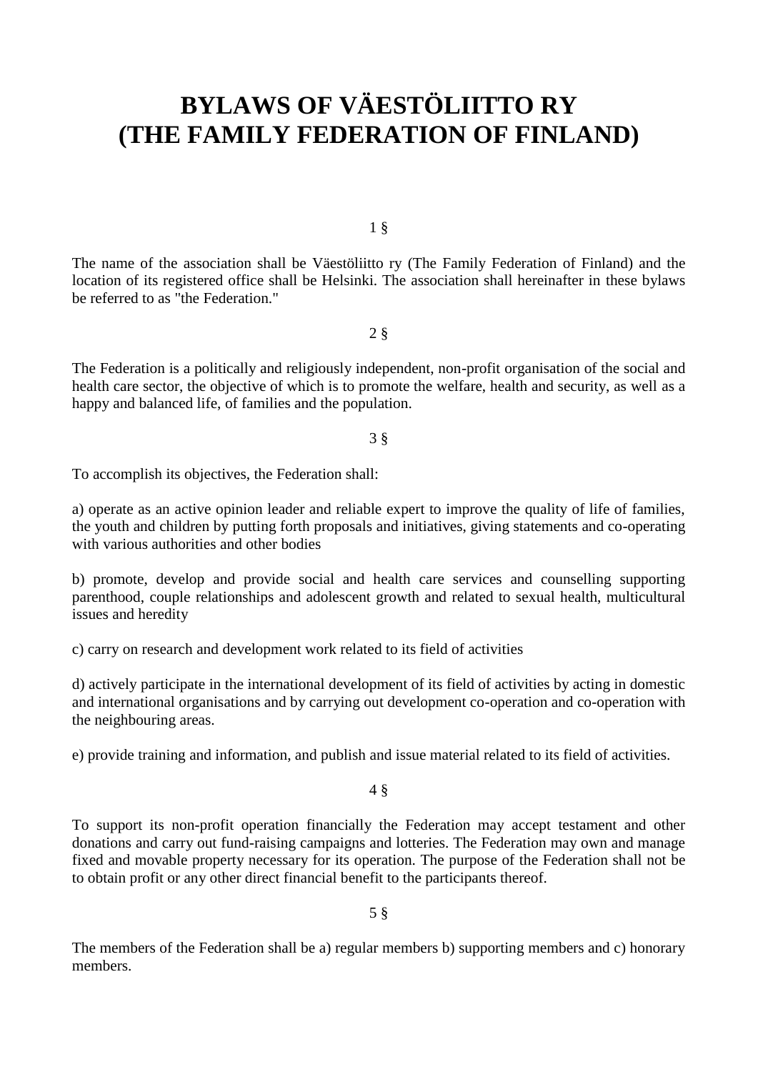# BYLAWS OF VÄESTÖLIITTO RY (THE FAMILY FEDERATION OF FINLAND)

1 §

The name of the association shall be Väestöliitto ry (The Family Federation of Finland) and the location of its registered office shall be Helsinki. The association shall hereinafter in these bylaws be referred to as "the Federation."

2 §

The Federation is a politically and religiously independent, non-profit organisation of the social and health care sector, the objective of which is to promote the welfare, health and security, as well as a happy and balanced life, of families and the population.

3 §

To accomplish its objectives, the Federation shall:

a) operate as an active opinion leader and reliable expert to improve the quality of life of families, the youth and children by putting forth proposals and initiatives, giving statements and co-operating with various authorities and other bodies

b) promote, develop and provide social and health care services and counselling supporting parenthood, couple relationships and adolescent growth and related to sexual health, multicultural issues and heredity

c) carry on research and development work related to its field of activities

d) actively participate in the international development of its field of activities by acting in domestic and international organisations and by carrying out development co-operation and co-operation with the neighbouring areas.

e) provide training and information, and publish and issue material related to its field of activities.

4 §

To support its non-profit operation financially the Federation may accept testament and other donations and carry out fund-raising campaigns and lotteries. The Federation may own and manage fixed and movable property necessary for its operation. The purpose of the Federation shall not be to obtain profit or any other direct financial benefit to the participants thereof.

5 §

The members of the Federation shall be a) regular members b) supporting members and c) honorary members.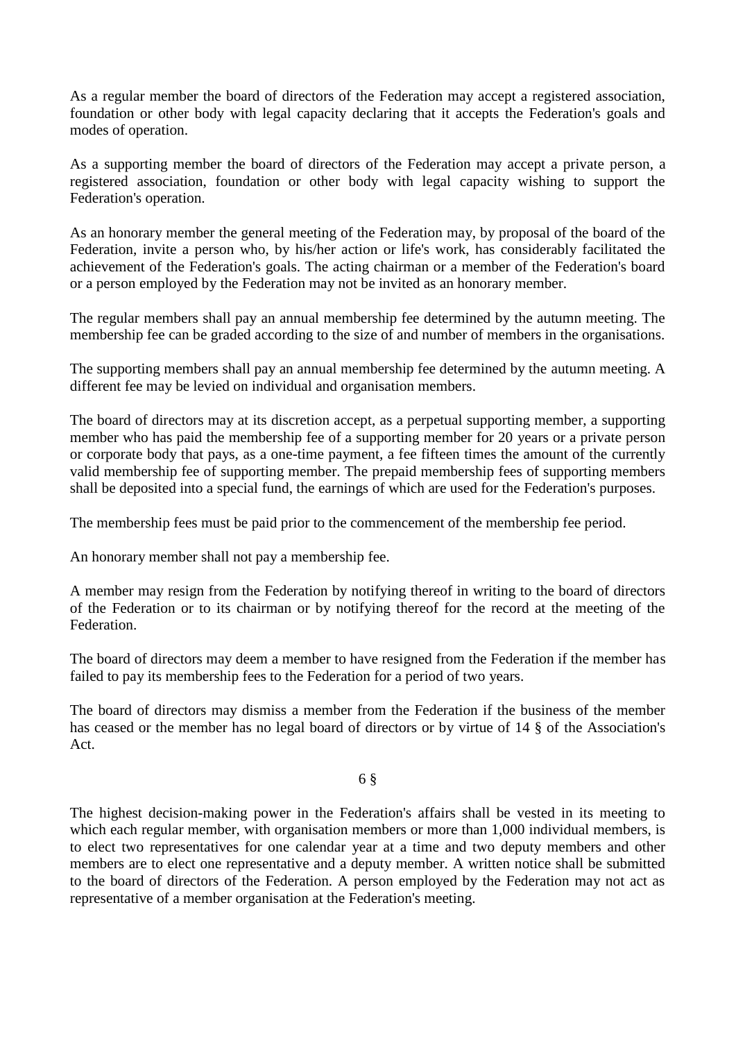As a regular member the board of directors of the Federation may accept a registered association, foundation or other body with legal capacity declaring that it accepts the Federation's goals and modes of operation.

As a supporting member the board of directors of the Federation may accept a private person, a registered association, foundation or other body with legal capacity wishing to support the Federation's operation.

As an honorary member the general meeting of the Federation may, by proposal of the board of the Federation, invite a person who, by his/her action or life's work, has considerably facilitated the achievement of the Federation's goals. The acting chairman or a member of the Federation's board or a person employed by the Federation may not be invited as an honorary member.

The regular members shall pay an annual membership fee determined by the autumn meeting. The membership fee can be graded according to the size of and number of members in the organisations.

The supporting members shall pay an annual membership fee determined by the autumn meeting. A different fee may be levied on individual and organisation members.

The board of directors may at its discretion accept, as a perpetual supporting member, a supporting member who has paid the membership fee of a supporting member for 20 years or a private person or corporate body that pays, as a one-time payment, a fee fifteen times the amount of the currently valid membership fee of supporting member. The prepaid membership fees of supporting members shall be deposited into a special fund, the earnings of which are used for the Federation's purposes.

The membership fees must be paid prior to the commencement of the membership fee period.

An honorary member shall not pay a membership fee.

A member may resign from the Federation by notifying thereof in writing to the board of directors of the Federation or to its chairman or by notifying thereof for the record at the meeting of the Federation.

The board of directors may deem a member to have resigned from the Federation if the member has failed to pay its membership fees to the Federation for a period of two years.

The board of directors may dismiss a member from the Federation if the business of the member has ceased or the member has no legal board of directors or by virtue of 14 § of the Association's Act.

6 §

The highest decision-making power in the Federation's affairs shall be vested in its meeting to which each regular member, with organisation members or more than 1,000 individual members, is to elect two representatives for one calendar year at a time and two deputy members and other members are to elect one representative and a deputy member. A written notice shall be submitted to the board of directors of the Federation. A person employed by the Federation may not act as representative of a member organisation at the Federation's meeting.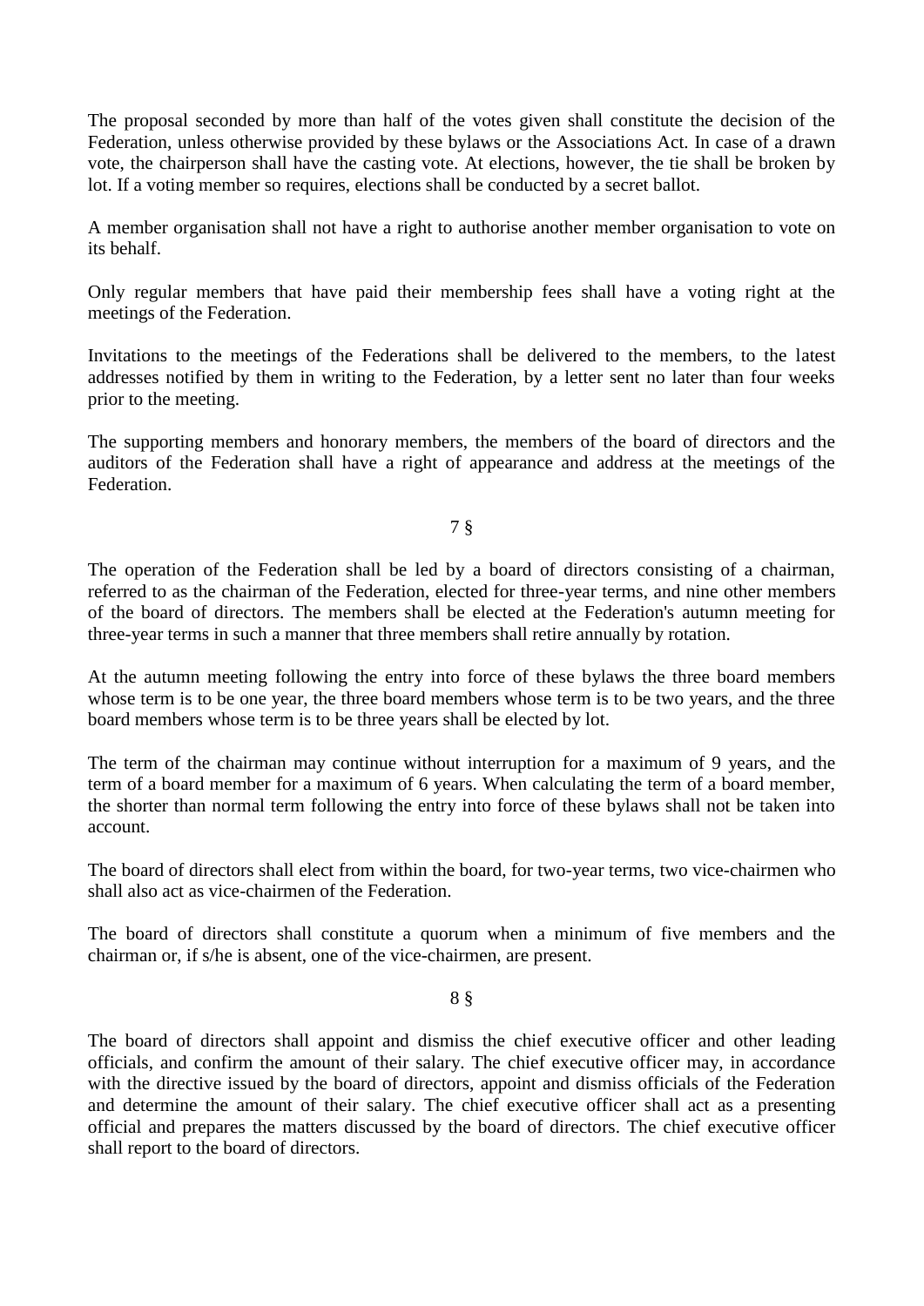The proposal seconded by more than half of the votes given shall constitute the decision of the Federation, unless otherwise provided by these bylaws or the Associations Act. In case of a drawn vote, the chairperson shall have the casting vote. At elections, however, the tie shall be broken by lot. If a voting member so requires, elections shall be conducted by a secret ballot.

A member organisation shall not have a right to authorise another member organisation to vote on its behalf.

Only regular members that have paid their membership fees shall have a voting right at the meetings of the Federation.

Invitations to the meetings of the Federations shall be delivered to the members, to the latest addresses notified by them in writing to the Federation, by a letter sent no later than four weeks prior to the meeting.

The supporting members and honorary members, the members of the board of directors and the auditors of the Federation shall have a right of appearance and address at the meetings of the Federation.

7 §

The operation of the Federation shall be led by a board of directors consisting of a chairman, referred to as the chairman of the Federation, elected for three-year terms, and nine other members of the board of directors. The members shall be elected at the Federation's autumn meeting for three-year terms in such a manner that three members shall retire annually by rotation.

At the autumn meeting following the entry into force of these bylaws the three board members whose term is to be one year, the three board members whose term is to be two years, and the three board members whose term is to be three years shall be elected by lot.

The term of the chairman may continue without interruption for a maximum of 9 years, and the term of a board member for a maximum of 6 years. When calculating the term of a board member, the shorter than normal term following the entry into force of these bylaws shall not be taken into account.

The board of directors shall elect from within the board, for two-year terms, two vice-chairmen who shall also act as vice-chairmen of the Federation.

The board of directors shall constitute a quorum when a minimum of five members and the chairman or, if s/he is absent, one of the vice-chairmen, are present.

8 §

The board of directors shall appoint and dismiss the chief executive officer and other leading officials, and confirm the amount of their salary. The chief executive officer may, in accordance with the directive issued by the board of directors, appoint and dismiss officials of the Federation and determine the amount of their salary. The chief executive officer shall act as a presenting official and prepares the matters discussed by the board of directors. The chief executive officer shall report to the board of directors.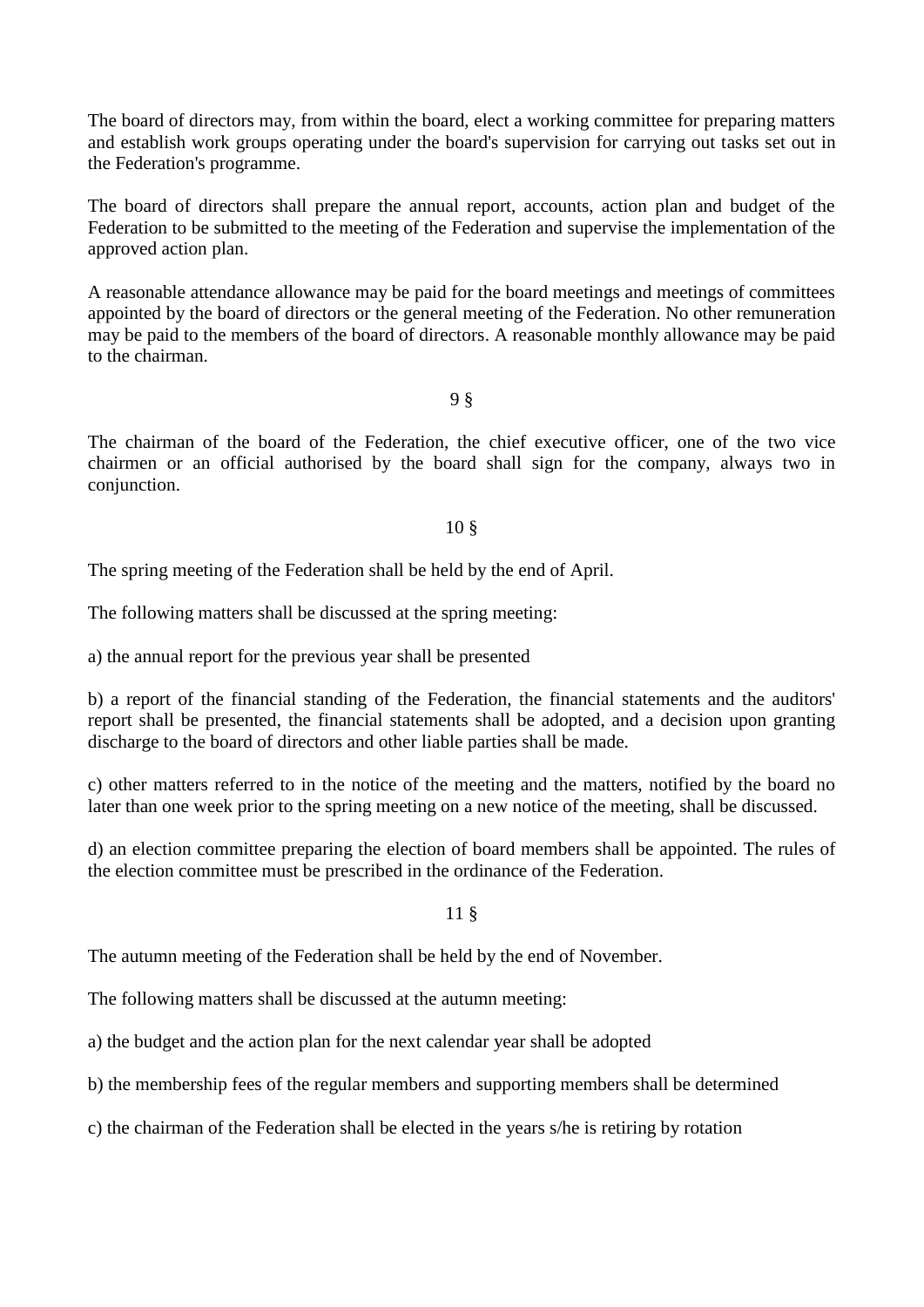The board of directors may, from within the board, elect a working committee for preparing matters and establish work groups operating under the board's supervision for carrying out tasks set out in the Federation's programme.

The board of directors shall prepare the annual report, accounts, action plan and budget of the Federation to be submitted to the meeting of the Federation and supervise the implementation of the approved action plan.

A reasonable attendance allowance may be paid for the board meetings and meetings of committees appointed by the board of directors or the general meeting of the Federation. No other remuneration may be paid to the members of the board of directors. A reasonable monthly allowance may be paid to the chairman.

## 9 §

The chairman of the board of the Federation, the chief executive officer, one of the two vice chairmen or an official authorised by the board shall sign for the company, always two in conjunction.

## 10 §

The spring meeting of the Federation shall be held by the end of April.

The following matters shall be discussed at the spring meeting:

a) the annual report for the previous year shall be presented

b) a report of the financial standing of the Federation, the financial statements and the auditors' report shall be presented, the financial statements shall be adopted, and a decision upon granting discharge to the board of directors and other liable parties shall be made.

c) other matters referred to in the notice of the meeting and the matters, notified by the board no later than one week prior to the spring meeting on a new notice of the meeting, shall be discussed.

d) an election committee preparing the election of board members shall be appointed. The rules of the election committee must be prescribed in the ordinance of the Federation.

## 11 §

The autumn meeting of the Federation shall be held by the end of November.

The following matters shall be discussed at the autumn meeting:

a) the budget and the action plan for the next calendar year shall be adopted

b) the membership fees of the regular members and supporting members shall be determined

c) the chairman of the Federation shall be elected in the years s/he is retiring by rotation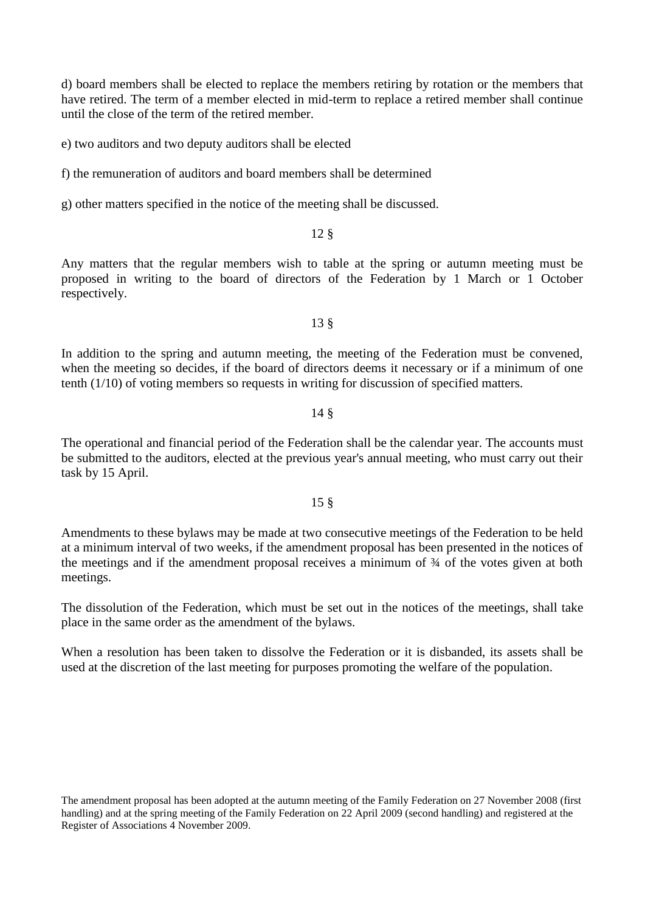d) board members shall be elected to replace the members retiring by rotation or the members that have retired. The term of a member elected in mid-term to replace a retired member shall continue until the close of the term of the retired member.

e) two auditors and two deputy auditors shall be elected

f) the remuneration of auditors and board members shall be determined

g) other matters specified in the notice of the meeting shall be discussed.

12 §

Any matters that the regular members wish to table at the spring or autumn meeting must be proposed in writing to the board of directors of the Federation by 1 March or 1 October respectively.

13 §

In addition to the spring and autumn meeting, the meeting of the Federation must be convened, when the meeting so decides, if the board of directors deems it necessary or if a minimum of one tenth (1/10) of voting members so requests in writing for discussion of specified matters.

14 §

The operational and financial period of the Federation shall be the calendar year. The accounts must be submitted to the auditors, elected at the previous year's annual meeting, who must carry out their task by 15 April.

15 §

Amendments to these bylaws may be made at two consecutive meetings of the Federation to be held at a minimum interval of two weeks, if the amendment proposal has been presented in the notices of the meetings and if the amendment proposal receives a minimum of ¾ of the votes given at both meetings.

The dissolution of the Federation, which must be set out in the notices of the meetings, shall take place in the same order as the amendment of the bylaws.

When a resolution has been taken to dissolve the Federation or it is disbanded, its assets shall be used at the discretion of the last meeting for purposes promoting the welfare of the population.

The amendment proposal has been adopted at the autumn meeting of the Family Federation on 27 November 2008 (first handling) and at the spring meeting of the Family Federation on 22 April 2009 (second handling) and registered at the Register of Associations 4 November 2009.